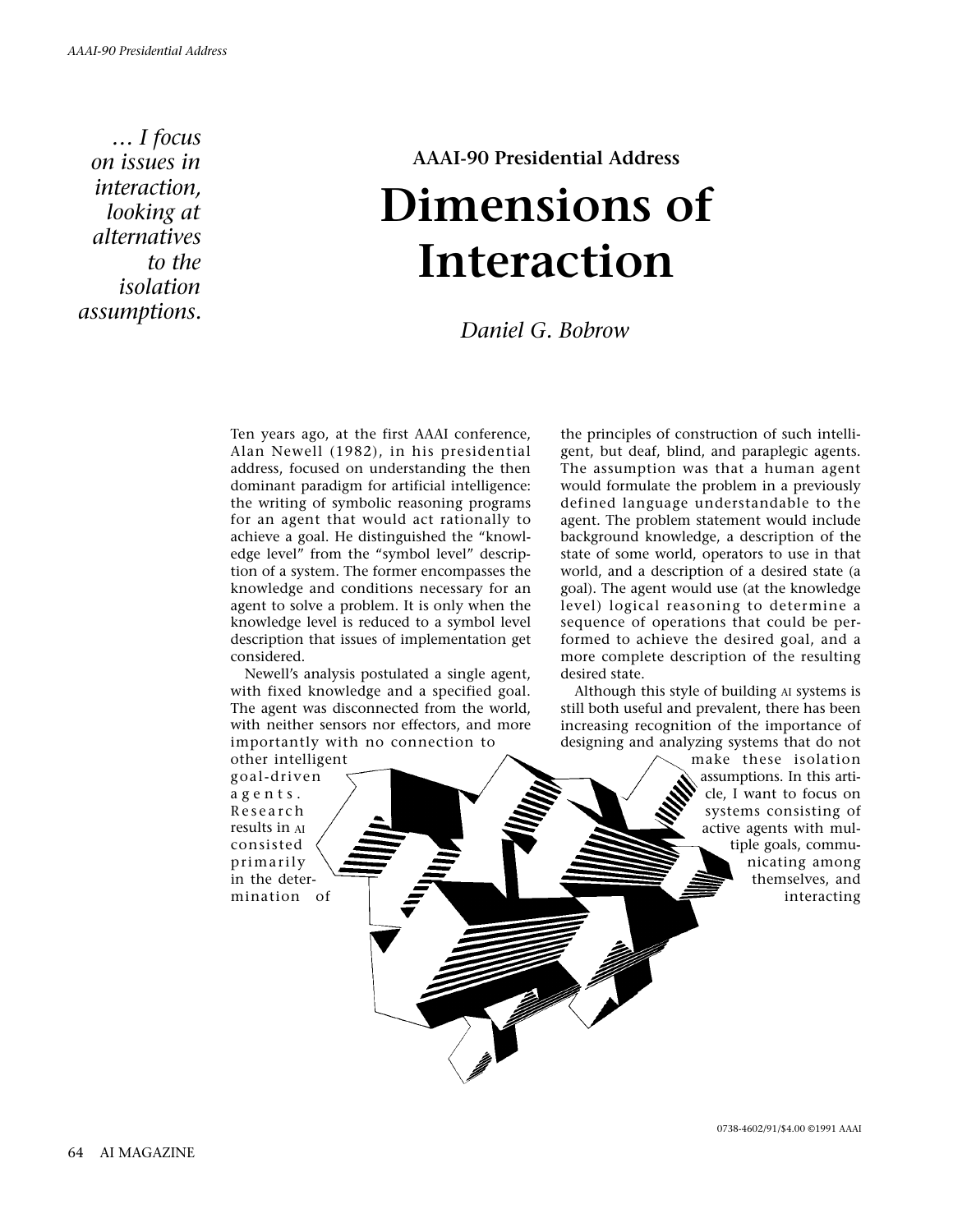*… I focus on issues in interaction, looking at alternatives to the isolation assumptions.*

**AAAI-90 Presidential Address**

# Dimensions of Interaction

*Daniel G. Bobrow*

Ten years ago, at the first AAAI conference, Alan Newell (1982), in his presidential address, focused on understanding the then dominant paradigm for artificial intelligence: the writing of symbolic reasoning programs for an agent that would act rationally to achieve a goal. He distinguished the "knowledge level" from the "symbol level" description of a system. The former encompasses the knowledge and conditions necessary for an agent to solve a problem. It is only when the knowledge level is reduced to a symbol level description that issues of implementation get considered.

Newell's analysis postulated a single agent, with fixed knowledge and a specified goal. The agent was disconnected from the world, with neither sensors nor effectors, and more importantly with no connection to other intelligent goal-driven agents. Research results in AI consisted primarily in the determination of the principles of construction of such intelligent, but deaf, blind, and paraplegic agents. The assumption was that a human agent would formulate the problem in a previously defined language understandable to the agent. The problem statement would include background knowledge, a description of the state of some world, operators to use in that world, and a description of a desired state (a goal). The agent would use (at the knowledge level) logical reasoning to determine a sequence of operations that could be performed to achieve the desired goal, and a more complete description of the resulting desired state.

Although this style of building AI systems is still both useful and prevalent, there has been increasing recognition of the importance of designing and analyzing systems that do not make these isolation assumptions. In this article, I want to focus on systems consisting of active agents with multiple goals, communicating among themselves, and interacting

0738-4602/91/$4.00 ©1991 AAAI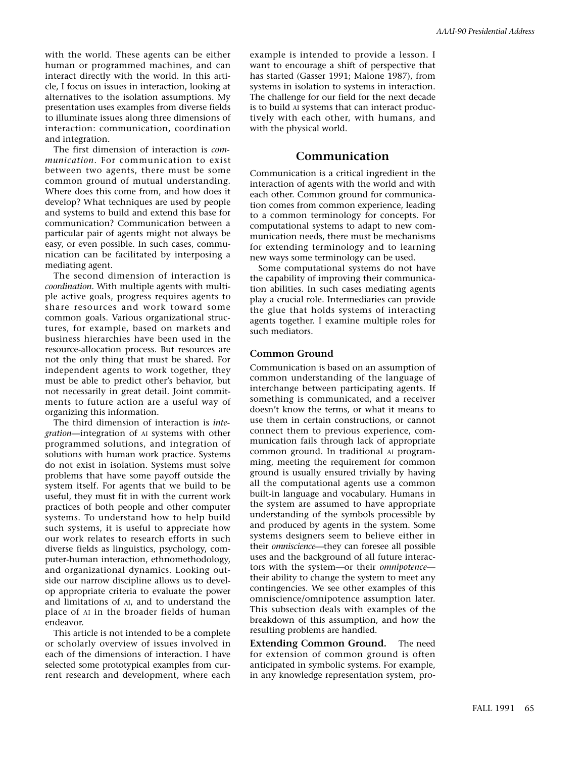with the world. These agents can be either human or programmed machines, and can interact directly with the world. In this article, I focus on issues in interaction, looking at alternatives to the isolation assumptions. My presentation uses examples from diverse fields to illuminate issues along three dimensions of interaction: communication, coordination and integration.

The first dimension of interaction is *communication*. For communication to exist between two agents, there must be some common ground of mutual understanding. Where does this come from, and how does it develop? What techniques are used by people and systems to build and extend this base for communication? Communication between a particular pair of agents might not always be easy, or even possible. In such cases, communication can be facilitated by interposing a mediating agent.

The second dimension of interaction is *coordination*. With multiple agents with multiple active goals, progress requires agents to share resources and work toward some common goals. Various organizational structures, for example, based on markets and business hierarchies have been used in the resource-allocation process. But resources are not the only thing that must be shared. For independent agents to work together, they must be able to predict other's behavior, but not necessarily in great detail. Joint commitments to future action are a useful way of organizing this information.

The third dimension of interaction is *integration*—integration of AI systems with other programmed solutions, and integration of solutions with human work practice. Systems do not exist in isolation. Systems must solve problems that have some payoff outside the system itself. For agents that we build to be useful, they must fit in with the current work practices of both people and other computer systems. To understand how to help build such systems, it is useful to appreciate how our work relates to research efforts in such diverse fields as linguistics, psychology, computer-human interaction, ethnomethodology, and organizational dynamics. Looking outside our narrow discipline allows us to develop appropriate criteria to evaluate the power and limitations of AI, and to understand the place of AI in the broader fields of human endeavor.

This article is not intended to be a complete or scholarly overview of issues involved in each of the dimensions of interaction. I have selected some prototypical examples from current research and development, where each example is intended to provide a lesson. I want to encourage a shift of perspective that has started (Gasser 1991; Malone 1987), from systems in isolation to systems in interaction. The challenge for our field for the next decade is to build AI systems that can interact productively with each other, with humans, and with the physical world.

## Communication

Communication is a critical ingredient in the interaction of agents with the world and with each other. Common ground for communication comes from common experience, leading to a common terminology for concepts. For computational systems to adapt to new communication needs, there must be mechanisms for extending terminology and to learning new ways some terminology can be used.

Some computational systems do not have the capability of improving their communication abilities. In such cases mediating agents play a crucial role. Intermediaries can provide the glue that holds systems of interacting agents together. I examine multiple roles for such mediators.

### Common Ground

Communication is based on an assumption of common understanding of the language of interchange between participating agents. If something is communicated, and a receiver doesn't know the terms, or what it means to use them in certain constructions, or cannot connect them to previous experience, communication fails through lack of appropriate common ground. In traditional AI programming, meeting the requirement for common ground is usually ensured trivially by having all the computational agents use a common built-in language and vocabulary. Humans in the system are assumed to have appropriate understanding of the symbols processible by and produced by agents in the system. Some systems designers seem to believe either in their *omniscience*—they can foresee all possible uses and the background of all future interactors with the system—or their *omnipotence*—their ability to change the system to meet any contingencies. We see other examples of this omniscience/omnipotence assumption later. This subsection deals with examples of the breakdown of this assumption, and how the resulting problems are handled.

**Extending Common Ground.** The need for extension of common ground is often anticipated in symbolic systems. For example, in any knowledge representation system, pro-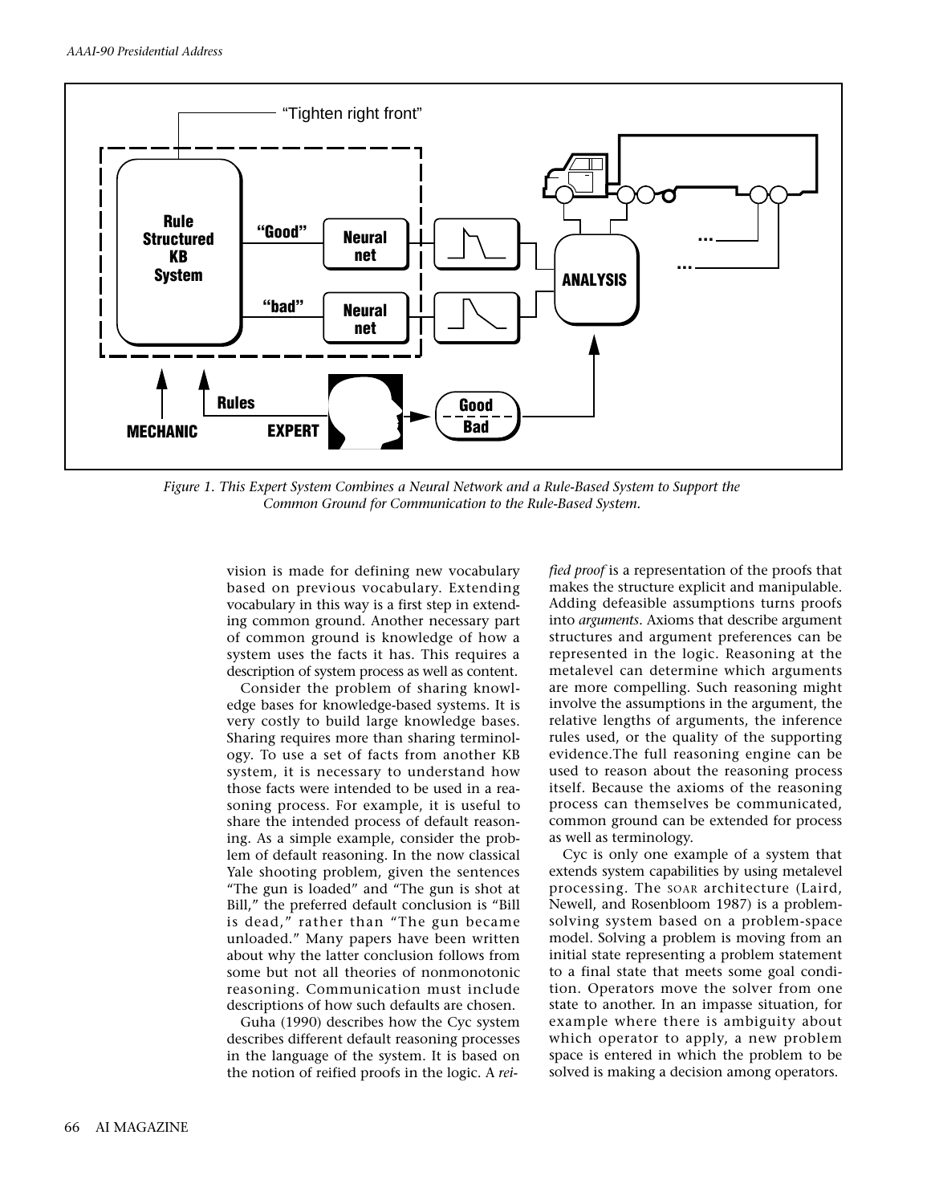Figure 1. This Expert System Combines a Neural Network and a Rule-Based System to Support the Common Ground for Communication to the Rule-Based System.

vision is made for defining new vocabulary based on previous vocabulary. Extending vocabulary in this way is a first step in extending common ground. Another necessary part of common ground is knowledge of how a system uses the facts it has. This requires a description of system process as well as content.

Consider the problem of sharing knowledge bases for knowledge-based systems. It is very costly to build large knowledge bases. Sharing requires more than sharing terminology. To use a set of facts from another KB system, it is necessary to understand how those facts were intended to be used in a reasoning process. For example, it is useful to share the intended process of default reasoning. As a simple example, consider the problem of default reasoning. In the now classical Yale shooting problem, given the sentences "The gun is loaded" and "The gun is shot at Bill," the preferred default conclusion is "Bill is dead," rather than "The gun became unloaded." Many papers have been written about why the latter conclusion follows from some but not all theories of nonmonotonic reasoning. Communication must include descriptions of how such defaults are chosen.

Guha (1990) describes how the Cyc system describes different default reasoning processes in the language of the system. It is based on the notion of reified proofs in the logic. A *reified proof* is a representation of the proofs that makes the structure explicit and manipulable. Adding defeasible assumptions turns proofs into *arguments*. Axioms that describe argument structures and argument preferences can be represented in the logic. Reasoning at the metalevel can determine which arguments are more compelling. Such reasoning might involve the assumptions in the argument, the relative lengths of arguments, the inference rules used, or the quality of the supporting evidence.The full reasoning engine can be used to reason about the reasoning process itself. Because the axioms of the reasoning process can themselves be communicated, common ground can be extended for process as well as terminology.

Cyc is only one example of a system that extends system capabilities by using metalevel processing. The SOAR architecture (Laird, Newell, and Rosenbloom 1987) is a problem-solving system based on a problem-space model. Solving a problem is moving from an initial state representing a problem statement to a final state that meets some goal condition. Operators move the solver from one state to another. In an impasse situation, for example where there is ambiguity about which operator to apply, a new problem space is entered in which the problem to be solved is making a decision among operators.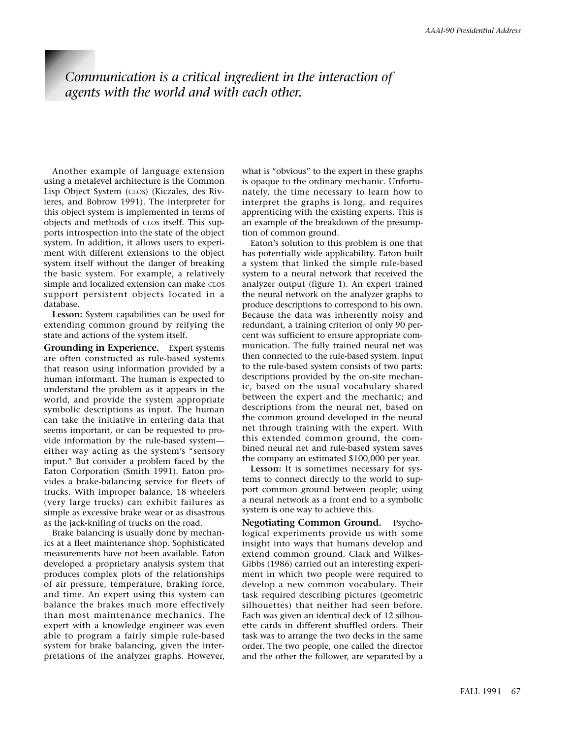*Communication is a critical ingredient in the interaction of agents with the world and with each other.*

Another example of language extension using a metalevel architecture is the Common Lisp Object System (CLOS) (Kiczales, des Rivieres, and Bobrow 1991). The interpreter for this object system is implemented in terms of objects and methods of CLOS itself. This supports introspection into the state of the object system. In addition, it allows users to experiment with different extensions to the object system itself without the danger of breaking the basic system. For example, a relatively simple and localized extension can make CLOS support persistent objects located in a database.

**Lesson:** System capabilities can be used for extending common ground by reifying the state and actions of the system itself.

**Grounding in Experience.** Expert systems are often constructed as rule-based systems that reason using information provided by a human informant. The human is expected to understand the problem as it appears in the world, and provide the system appropriate symbolic descriptions as input. The human can take the initiative in entering data that seems important, or can be requested to provide information by the rule-based system—either way acting as the system's "sensory input." But consider a problem faced by the Eaton Corporation (Smith 1991). Eaton provides a brake-balancing service for fleets of trucks. With improper balance, 18 wheelers (very large trucks) can exhibit failures as simple as excessive brake wear or as disastrous as the jack-knifing of trucks on the road.

Brake balancing is usually done by mechanics at a fleet maintenance shop. Sophisticated measurements have not been available. Eaton developed a proprietary analysis system that produces complex plots of the relationships of air pressure, temperature, braking force, and time. An expert using this system can balance the brakes much more effectively than most maintenance mechanics. The expert with a knowledge engineer was even able to program a fairly simple rule-based system for brake balancing, given the interpretations of the analyzer graphs. However, what is "obvious" to the expert in these graphs is opaque to the ordinary mechanic. Unfortunately, the time necessary to learn how to interpret the graphs is long, and requires apprenticing with the existing experts. This is an example of the breakdown of the presumption of common ground.

Eaton's solution to this problem is one that has potentially wide applicability. Eaton built a system that linked the simple rule-based system to a neural network that received the analyzer output (figure 1). An expert trained the neural network on the analyzer graphs to produce descriptions to correspond to his own. Because the data was inherently noisy and redundant, a training criterion of only 90 percent was sufficient to ensure appropriate communication. The fully trained neural net was then connected to the rule-based system. Input to the rule-based system consists of two parts: descriptions provided by the on-site mechanic, based on the usual vocabulary shared between the expert and the mechanic; and descriptions from the neural net, based on the common ground developed in the neural net through training with the expert. With this extended common ground, the combined neural net and rule-based system saves the company an estimated $100,000 per year.

**Lesson:** It is sometimes necessary for systems to connect directly to the world to support common ground between people; using a neural network as a front end to a symbolic system is one way to achieve this.

**Negotiating Common Ground.** Psychological experiments provide us with some insight into ways that humans develop and extend common ground. Clark and Wilkes-Gibbs (1986) carried out an interesting experiment in which two people were required to develop a new common vocabulary. Their task required describing pictures (geometric silhouettes) that neither had seen before. Each was given an identical deck of 12 silhouette cards in different shuffled orders. Their task was to arrange the two decks in the same order. The two people, one called the director and the other the follower, are separated by a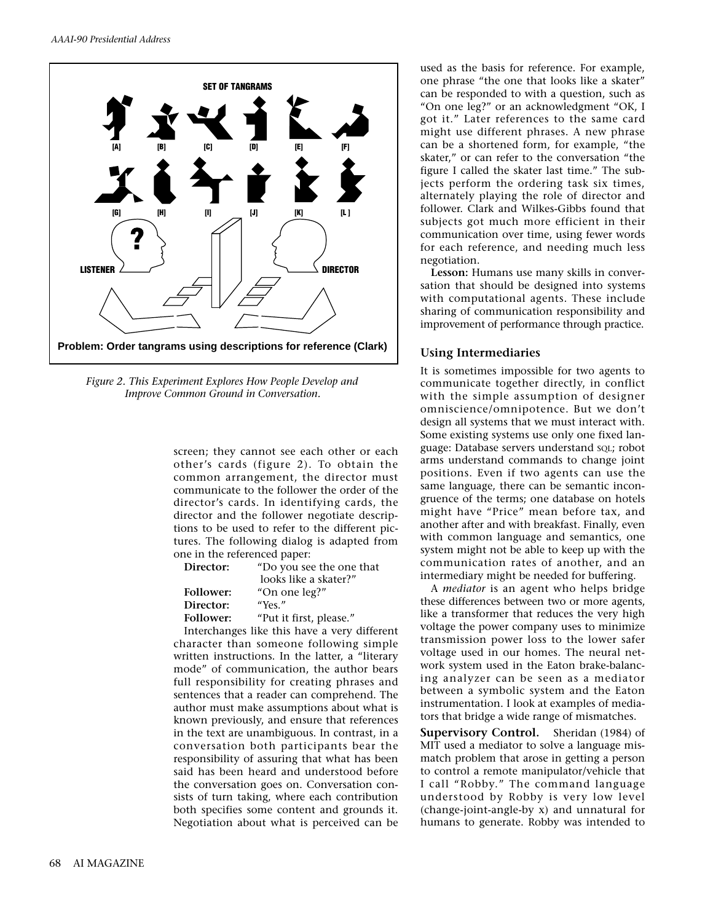Figure 2. This Experiment Explores How People Develop and Improve Common Ground in Conversation.

screen; they cannot see each other or each other's cards (figure 2). To obtain the common arrangement, the director must communicate to the follower the order of the director's cards. In identifying cards, the director and the follower negotiate descriptions to be used to refer to the different pictures. The following dialog is adapted from one in the referenced paper:

**Director:** "Do you see the one that looks like a skater?"
**Follower:** "On one leg?"
**Director:** "Yes."
**Follower:** "Put it first, please."

Interchanges like this have a very different character than someone following simple written instructions. In the latter, a "literary mode" of communication, the author bears full responsibility for creating phrases and sentences that a reader can comprehend. The author must make assumptions about what is known previously, and ensure that references in the text are unambiguous. In contrast, in a conversation both participants bear the responsibility of assuring that what has been said has been heard and understood before the conversation goes on. Conversation consists of turn taking, where each contribution both specifies some content and grounds it. Negotiation about what is perceived can be used as the basis for reference. For example, one phrase "the one that looks like a skater" can be responded to with a question, such as "On one leg?" or an acknowledgment "OK, I got it." Later references to the same card might use different phrases. A new phrase can be a shortened form, for example, "the skater," or can refer to the conversation "the figure I called the skater last time." The subjects perform the ordering task six times, alternately playing the role of director and follower. Clark and Wilkes-Gibbs found that subjects got much more efficient in their communication over time, using fewer words for each reference, and needing much less negotiation.

**Lesson:** Humans use many skills in conversation that should be designed into systems with computational agents. These include sharing of communication responsibility and improvement of performance through practice.

## Using Intermediaries

It is sometimes impossible for two agents to communicate together directly, in conflict with the simple assumption of designer omniscience/omnipotence. But we don't design all systems that we must interact with. Some existing systems use only one fixed language: Database servers understand SQL; robot arms understand commands to change joint positions. Even if two agents can use the same language, there can be semantic incongruence of the terms; one database on hotels might have "Price" mean before tax, and another after and with breakfast. Finally, even with common language and semantics, one system might not be able to keep up with the communication rates of another, and an intermediary might be needed for buffering.

A *mediator* is an agent who helps bridge these differences between two or more agents, like a transformer that reduces the very high voltage the power company uses to minimize transmission power loss to the lower safer voltage used in our homes. The neural network system used in the Eaton brake-balancing analyzer can be seen as a mediator between a symbolic system and the Eaton instrumentation. I look at examples of mediators that bridge a wide range of mismatches.

**Supervisory Control.** Sheridan (1984) of MIT used a mediator to solve a language mismatch problem that arose in getting a person to control a remote manipulator/vehicle that I call "Robby." The command language understood by Robby is very low level (change-joint-angle-by x) and unnatural for humans to generate. Robby was intended to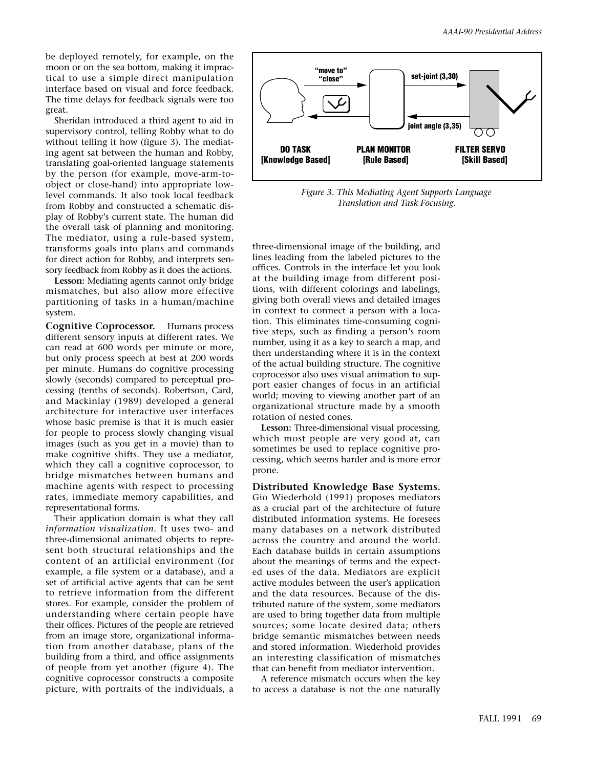be deployed remotely, for example, on the moon or on the sea bottom, making it impractical to use a simple direct manipulation interface based on visual and force feedback. The time delays for feedback signals were too great.

Sheridan introduced a third agent to aid in supervisory control, telling Robby what to do without telling it how (figure 3). The mediating agent sat between the human and Robby, translating goal-oriented language statements by the person (for example, move-arm-to-object or close-hand) into appropriate low-level commands. It also took local feedback from Robby and constructed a schematic display of Robby's current state. The human did the overall task of planning and monitoring. The mediator, using a rule-based system, transforms goals into plans and commands for direct action for Robby, and interprets sensory feedback from Robby as it does the actions.

**Lesson:** Mediating agents cannot only bridge mismatches, but also allow more effective partitioning of tasks in a human/machine system.

**Cognitive Coprocessor.** Humans process different sensory inputs at different rates. We can read at 600 words per minute or more, but only process speech at best at 200 words per minute. Humans do cognitive processing slowly (seconds) compared to perceptual processing (tenths of seconds). Robertson, Card, and Mackinlay (1989) developed a general architecture for interactive user interfaces whose basic premise is that it is much easier for people to process slowly changing visual images (such as you get in a movie) than to make cognitive shifts. They use a mediator, which they call a cognitive coprocessor, to bridge mismatches between humans and machine agents with respect to processing rates, immediate memory capabilities, and representational forms.

Their application domain is what they call *information visualization.* It uses two- and three-dimensional animated objects to represent both structural relationships and the content of an artificial environment (for example, a file system or a database), and a set of artificial active agents that can be sent to retrieve information from the different stores. For example, consider the problem of understanding where certain people have their offices. Pictures of the people are retrieved from an image store, organizational information from another database, plans of the building from a third, and office assignments of people from yet another (figure 4). The cognitive coprocessor constructs a composite picture, with portraits of the individuals, a three-dimensional image of the building, and lines leading from the labeled pictures to the offices. Controls in the interface let you look at the building image from different positions, with different colorings and labelings, giving both overall views and detailed images in context to connect a person with a location. This eliminates time-consuming cognitive steps, such as finding a person's room number, using it as a key to search a map, and then understanding where it is in the context of the actual building structure. The cognitive coprocessor also uses visual animation to support easier changes of focus in an artificial world; moving to viewing another part of an organizational structure made by a smooth rotation of nested cones.

**Lesson:** Three-dimensional visual processing, which most people are very good at, can sometimes be used to replace cognitive processing, which seems harder and is more error prone.

*Figure 3. This Mediating Agent Supports Language Translation and Task Focusing.*

**Distributed Knowledge Base Systems.** Gio Wiederhold (1991) proposes mediators as a crucial part of the architecture of future distributed information systems. He foresees many databases on a network distributed across the country and around the world. Each database builds in certain assumptions about the meanings of terms and the expected uses of the data. Mediators are explicit active modules between the user's application and the data resources. Because of the distributed nature of the system, some mediators are used to bring together data from multiple sources; some locate desired data; others bridge semantic mismatches between needs and stored information. Wiederhold provides an interesting classification of mismatches that can benefit from mediator intervention.

A reference mismatch occurs when the key to access a database is not the one naturally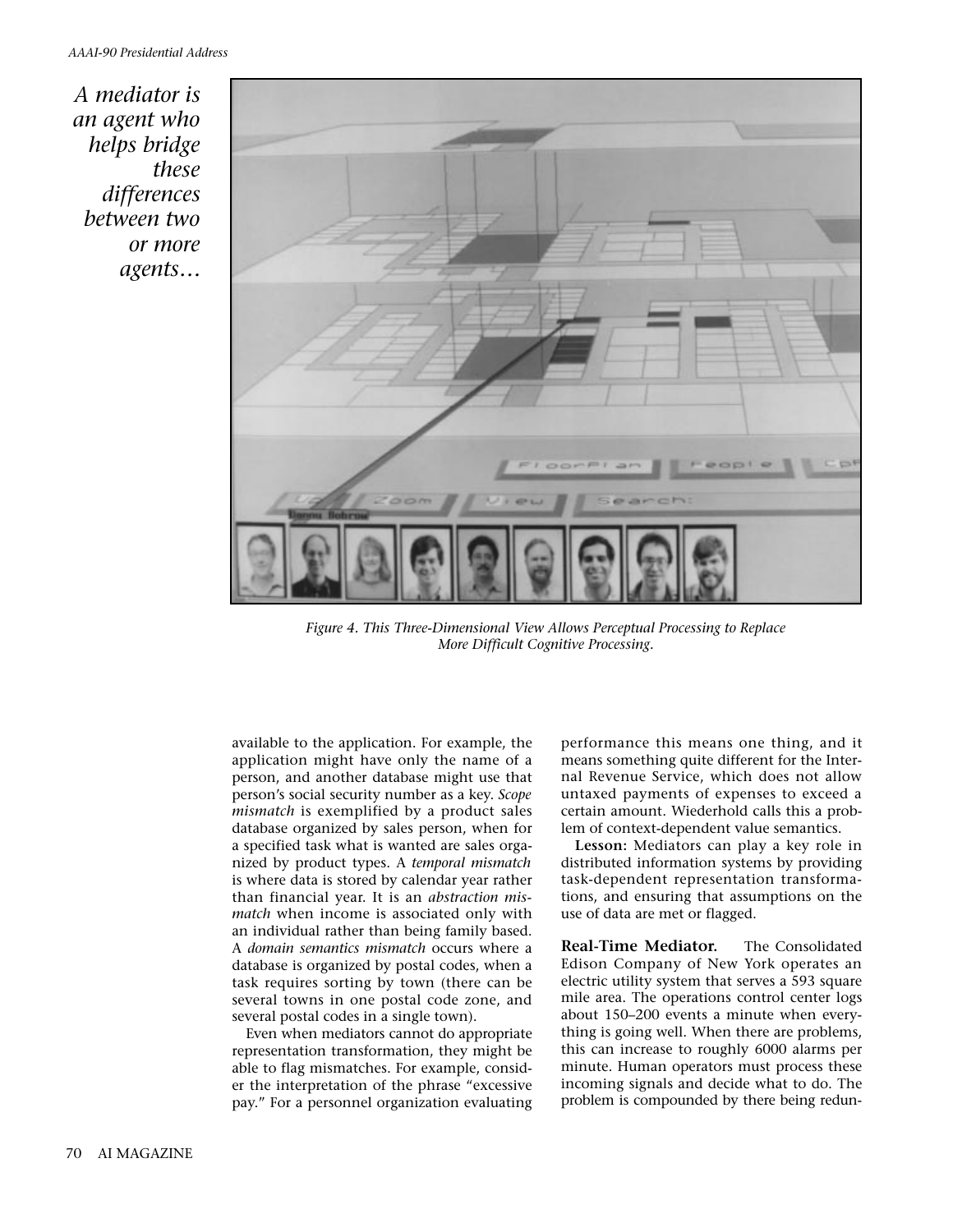*A mediator is an agent who helps bridge these differences between two or more agents…*

*Figure 4. This Three-Dimensional View Allows Perceptual Processing to Replace More Difficult Cognitive Processing.*

available to the application. For example, the application might have only the name of a person, and another database might use that person's social security number as a key. *Scope mismatch* is exemplified by a product sales database organized by sales person, when for a specified task what is wanted are sales organized by product types. A *temporal mismatch* is where data is stored by calendar year rather than financial year. It is an *abstraction mismatch* when income is associated only with an individual rather than being family based. A *domain semantics mismatch* occurs where a database is organized by postal codes, when a task requires sorting by town (there can be several towns in one postal code zone, and several postal codes in a single town).

Even when mediators cannot do appropriate representation transformation, they might be able to flag mismatches. For example, consider the interpretation of the phrase "excessive pay." For a personnel organization evaluating performance this means one thing, and it means something quite different for the Internal Revenue Service, which does not allow untaxed payments of expenses to exceed a certain amount. Wiederhold calls this a problem of context-dependent value semantics.

**Lesson:** Mediators can play a key role in distributed information systems by providing task-dependent representation transformations, and ensuring that assumptions on the use of data are met or flagged.

**Real-Time Mediator.** The Consolidated Edison Company of New York operates an electric utility system that serves a 593 square mile area. The operations control center logs about 150–200 events a minute when everything is going well. When there are problems, this can increase to roughly 6000 alarms per minute. Human operators must process these incoming signals and decide what to do. The problem is compounded by there being redun-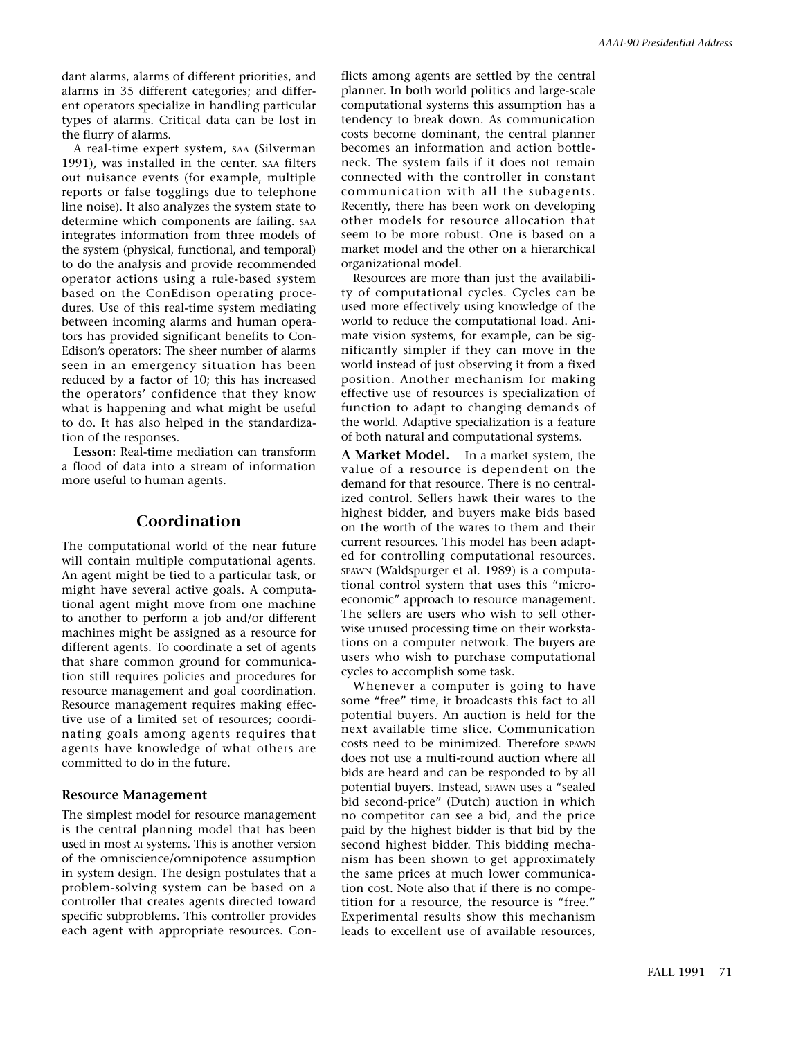dant alarms, alarms of different priorities, and alarms in 35 different categories; and different operators specialize in handling particular types of alarms. Critical data can be lost in the flurry of alarms.

A real-time expert system, SAA (Silverman 1991), was installed in the center. SAA filters out nuisance events (for example, multiple reports or false togglings due to telephone line noise). It also analyzes the system state to determine which components are failing. SAA integrates information from three models of the system (physical, functional, and temporal) to do the analysis and provide recommended operator actions using a rule-based system based on the ConEdison operating procedures. Use of this real-time system mediating between incoming alarms and human operators has provided significant benefits to ConEdison's operators: The sheer number of alarms seen in an emergency situation has been reduced by a factor of 10; this has increased the operators' confidence that they know what is happening and what might be useful to do. It has also helped in the standardization of the responses.

**Lesson:** Real-time mediation can transform a flood of data into a stream of information more useful to human agents.

## Coordination

The computational world of the near future will contain multiple computational agents. An agent might be tied to a particular task, or might have several active goals. A computational agent might move from one machine to another to perform a job and/or different machines might be assigned as a resource for different agents. To coordinate a set of agents that share common ground for communication still requires policies and procedures for resource management and goal coordination. Resource management requires making effective use of a limited set of resources; coordinating goals among agents requires that agents have knowledge of what others are committed to do in the future.

### Resource Management

The simplest model for resource management is the central planning model that has been used in most AI systems. This is another version of the omniscience/omnipotence assumption in system design. The design postulates that a problem-solving system can be based on a controller that creates agents directed toward specific subproblems. This controller provides each agent with appropriate resources. Conflicts among agents are settled by the central planner. In both world politics and large-scale computational systems this assumption has a tendency to break down. As communication costs become dominant, the central planner becomes an information and action bottleneck. The system fails if it does not remain connected with the controller in constant communication with all the subagents. Recently, there has been work on developing other models for resource allocation that seem to be more robust. One is based on a market model and the other on a hierarchical organizational model.

Resources are more than just the availability of computational cycles. Cycles can be used more effectively using knowledge of the world to reduce the computational load. Animate vision systems, for example, can be significantly simpler if they can move in the world instead of just observing it from a fixed position. Another mechanism for making effective use of resources is specialization of function to adapt to changing demands of the world. Adaptive specialization is a feature of both natural and computational systems.

**A Market Model.** In a market system, the value of a resource is dependent on the demand for that resource. There is no centralized control. Sellers hawk their wares to the highest bidder, and buyers make bids based on the worth of the wares to them and their current resources. This model has been adapted for controlling computational resources. SPAWN (Waldspurger et al. 1989) is a computational control system that uses this "microeconomic" approach to resource management. The sellers are users who wish to sell otherwise unused processing time on their workstations on a computer network. The buyers are users who wish to purchase computational cycles to accomplish some task.

Whenever a computer is going to have some "free" time, it broadcasts this fact to all potential buyers. An auction is held for the next available time slice. Communication costs need to be minimized. Therefore SPAWN does not use a multi-round auction where all bids are heard and can be responded to by all potential buyers. Instead, SPAWN uses a "sealed bid second-price" (Dutch) auction in which no competitor can see a bid, and the price paid by the highest bidder is that bid by the second highest bidder. This bidding mechanism has been shown to get approximately the same prices at much lower communication cost. Note also that if there is no competition for a resource, the resource is "free." Experimental results show this mechanism leads to excellent use of available resources,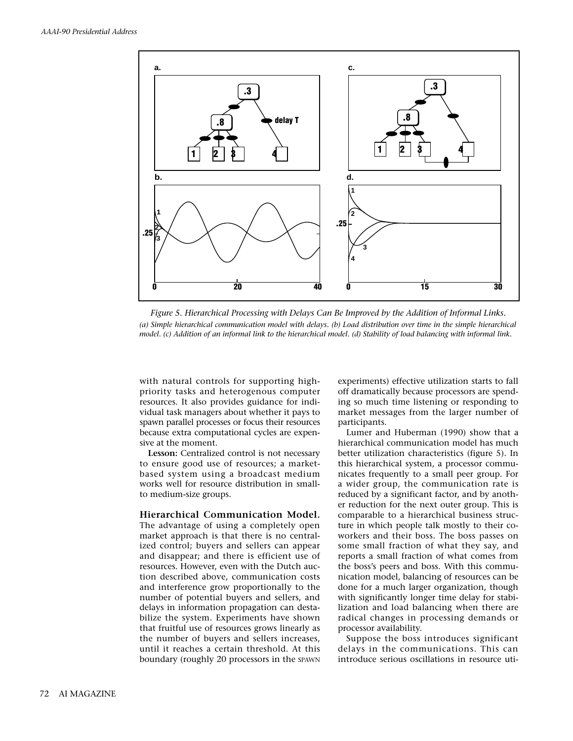*Figure 5. Hierarchical Processing with Delays Can Be Improved by the Addition of Informal Links.*

*(a) Simple hierarchical communication model with delays. (b) Load distribution over time in the simple hierarchical model. (c) Addition of an informal link to the hierarchical model. (d) Stability of load balancing with informal link.*

with natural controls for supporting high-priority tasks and heterogenous computer resources. It also provides guidance for individual task managers about whether it pays to spawn parallel processes or focus their resources because extra computational cycles are expensive at the moment.

**Lesson:** Centralized control is not necessary to ensure good use of resources; a market-based system using a broadcast medium works well for resource distribution in small- to medium-size groups.

**Hierarchical Communication Model.** The advantage of using a completely open market approach is that there is no centralized control; buyers and sellers can appear and disappear; and there is efficient use of resources. However, even with the Dutch auction described above, communication costs and interference grow proportionally to the number of potential buyers and sellers, and delays in information propagation can destabilize the system. Experiments have shown that fruitful use of resources grows linearly as the number of buyers and sellers increases, until it reaches a certain threshold. At this boundary (roughly 20 processors in the SPAWN experiments) effective utilization starts to fall off dramatically because processors are spending so much time listening or responding to market messages from the larger number of participants.

Lumer and Huberman (1990) show that a hierarchical communication model has much better utilization characteristics (figure 5). In this hierarchical system, a processor communicates frequently to a small peer group. For a wider group, the communication rate is reduced by a significant factor, and by another reduction for the next outer group. This is comparable to a hierarchical business structure in which people talk mostly to their coworkers and their boss. The boss passes on some small fraction of what they say, and reports a small fraction of what comes from the boss's peers and boss. With this communication model, balancing of resources can be done for a much larger organization, though with significantly longer time delay for stabilization and load balancing when there are radical changes in processing demands or processor availability.

Suppose the boss introduces significant delays in the communications. This can introduce serious oscillations in resource uti-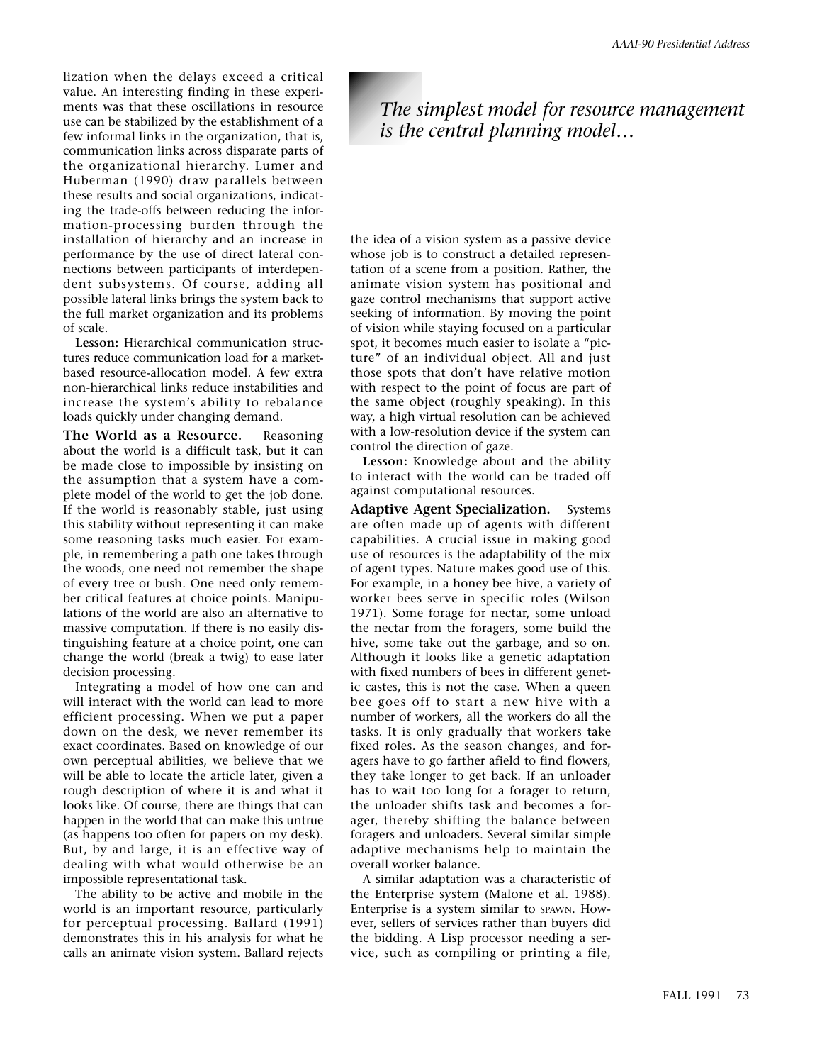lization when the delays exceed a critical value. An interesting finding in these experiments was that these oscillations in resource use can be stabilized by the establishment of a few informal links in the organization, that is, communication links across disparate parts of the organizational hierarchy. Lumer and Huberman (1990) draw parallels between these results and social organizations, indicating the trade-offs between reducing the information-processing burden through the installation of hierarchy and an increase in performance by the use of direct lateral connections between participants of interdependent subsystems. Of course, adding all possible lateral links brings the system back to the full market organization and its problems of scale.

**Lesson:** Hierarchical communication structures reduce communication load for a market-based resource-allocation model. A few extra non-hierarchical links reduce instabilities and increase the system's ability to rebalance loads quickly under changing demand.

**The World as a Resource.** Reasoning about the world is a difficult task, but it can be made close to impossible by insisting on the assumption that a system have a complete model of the world to get the job done. If the world is reasonably stable, just using this stability without representing it can make some reasoning tasks much easier. For example, in remembering a path one takes through the woods, one need not remember the shape of every tree or bush. One need only remember critical features at choice points. Manipulations of the world are also an alternative to massive computation. If there is no easily distinguishing feature at a choice point, one can change the world (break a twig) to ease later decision processing.

Integrating a model of how one can and will interact with the world can lead to more efficient processing. When we put a paper down on the desk, we never remember its exact coordinates. Based on knowledge of our own perceptual abilities, we believe that we will be able to locate the article later, given a rough description of where it is and what it looks like. Of course, there are things that can happen in the world that can make this untrue (as happens too often for papers on my desk). But, by and large, it is an effective way of dealing with what would otherwise be an impossible representational task.

The ability to be active and mobile in the world is an important resource, particularly for perceptual processing. Ballard (1991) demonstrates this in his analysis for what he calls an animate vision system. Ballard rejects the idea of a vision system as a passive device whose job is to construct a detailed representation of a scene from a position. Rather, the animate vision system has positional and gaze control mechanisms that support active seeking of information. By moving the point of vision while staying focused on a particular spot, it becomes much easier to isolate a "picture" of an individual object. All and just those spots that don't have relative motion with respect to the point of focus are part of the same object (roughly speaking). In this way, a high virtual resolution can be achieved with a low-resolution device if the system can control the direction of gaze.

*The simplest model for resource management is the central planning model…*

**Lesson:** Knowledge about and the ability to interact with the world can be traded off against computational resources.

**Adaptive Agent Specialization.** Systems are often made up of agents with different capabilities. A crucial issue in making good use of resources is the adaptability of the mix of agent types. Nature makes good use of this. For example, in a honey bee hive, a variety of worker bees serve in specific roles (Wilson 1971). Some forage for nectar, some unload the nectar from the foragers, some build the hive, some take out the garbage, and so on. Although it looks like a genetic adaptation with fixed numbers of bees in different genetic castes, this is not the case. When a queen bee goes off to start a new hive with a number of workers, all the workers do all the tasks. It is only gradually that workers take fixed roles. As the season changes, and foragers have to go farther afield to find flowers, they take longer to get back. If an unloader has to wait too long for a forager to return, the unloader shifts task and becomes a forager, thereby shifting the balance between foragers and unloaders. Several similar simple adaptive mechanisms help to maintain the overall worker balance.

A similar adaptation was a characteristic of the Enterprise system (Malone et al. 1988). Enterprise is a system similar to SPAWN. However, sellers of services rather than buyers did the bidding. A Lisp processor needing a service, such as compiling or printing a file,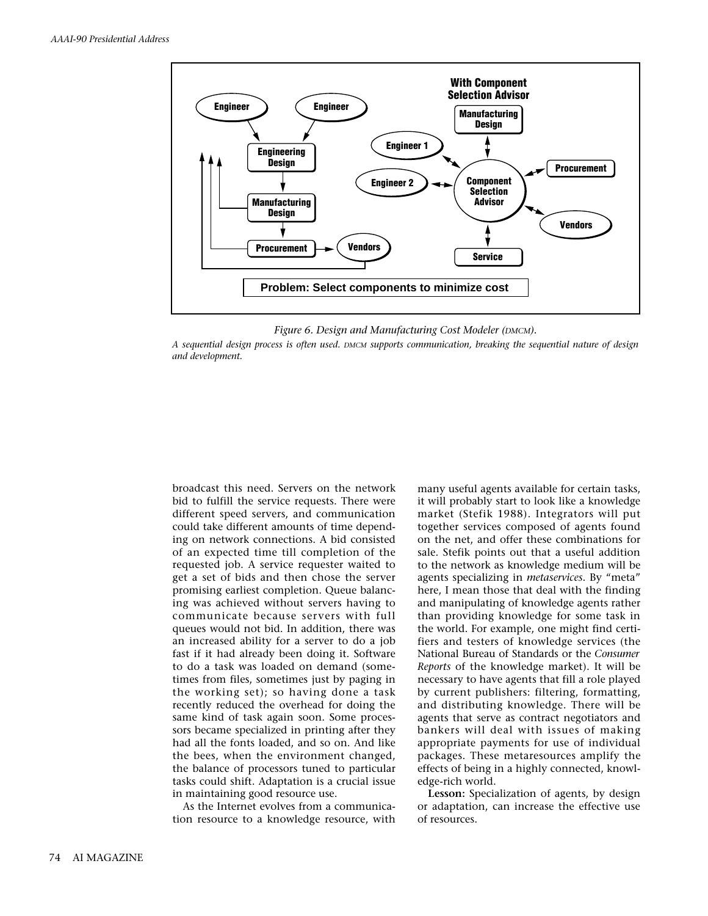Figure 6. Design and Manufacturing Cost Modeler (DMCM).

*A sequential design process is often used. DMCM supports communication, breaking the sequential nature of design and development.*

broadcast this need. Servers on the network bid to fulfill the service requests. There were different speed servers, and communication could take different amounts of time depending on network connections. A bid consisted of an expected time till completion of the requested job. A service requester waited to get a set of bids and then chose the server promising earliest completion. Queue balancing was achieved without servers having to communicate because servers with full queues would not bid. In addition, there was an increased ability for a server to do a job fast if it had already been doing it. Software to do a task was loaded on demand (sometimes from files, sometimes just by paging in the working set); so having done a task recently reduced the overhead for doing the same kind of task again soon. Some processors became specialized in printing after they had all the fonts loaded, and so on. And like the bees, when the environment changed, the balance of processors tuned to particular tasks could shift. Adaptation is a crucial issue in maintaining good resource use.

As the Internet evolves from a communication resource to a knowledge resource, with many useful agents available for certain tasks, it will probably start to look like a knowledge market (Stefik 1988). Integrators will put together services composed of agents found on the net, and offer these combinations for sale. Stefik points out that a useful addition to the network as knowledge medium will be agents specializing in *metaservices*. By "meta" here, I mean those that deal with the finding and manipulating of knowledge agents rather than providing knowledge for some task in the world. For example, one might find certifiers and testers of knowledge services (the National Bureau of Standards or the *Consumer Reports* of the knowledge market). It will be necessary to have agents that fill a role played by current publishers: filtering, formatting, and distributing knowledge. There will be agents that serve as contract negotiators and bankers will deal with issues of making appropriate payments for use of individual packages. These metaresources amplify the effects of being in a highly connected, knowledge-rich world.

**Lesson:** Specialization of agents, by design or adaptation, can increase the effective use of resources.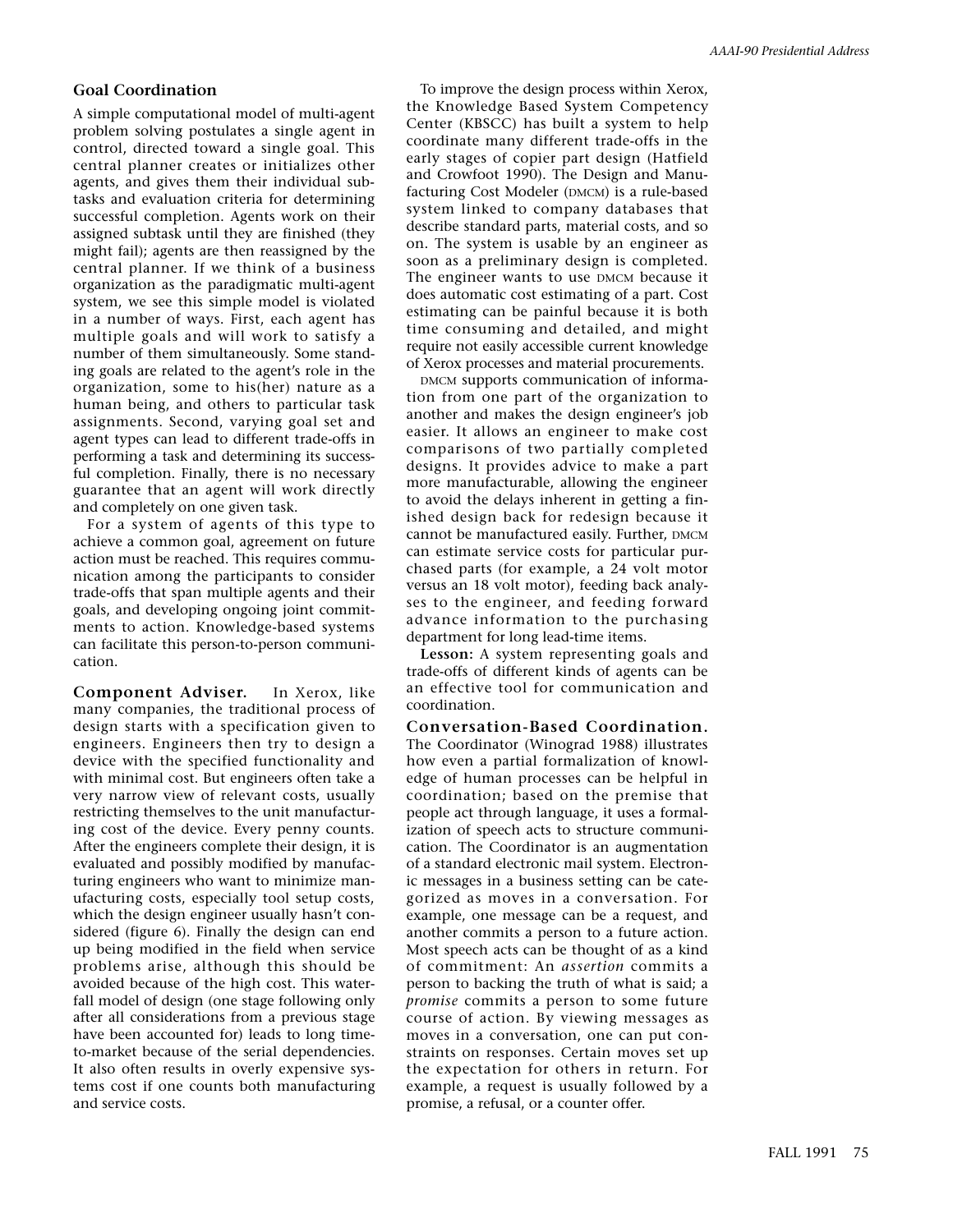### Goal Coordination

A simple computational model of multi-agent problem solving postulates a single agent in control, directed toward a single goal. This central planner creates or initializes other agents, and gives them their individual subtasks and evaluation criteria for determining successful completion. Agents work on their assigned subtask until they are finished (they might fail); agents are then reassigned by the central planner. If we think of a business organization as the paradigmatic multi-agent system, we see this simple model is violated in a number of ways. First, each agent has multiple goals and will work to satisfy a number of them simultaneously. Some standing goals are related to the agent's role in the organization, some to his(her) nature as a human being, and others to particular task assignments. Second, varying goal set and agent types can lead to different trade-offs in performing a task and determining its successful completion. Finally, there is no necessary guarantee that an agent will work directly and completely on one given task.

For a system of agents of this type to achieve a common goal, agreement on future action must be reached. This requires communication among the participants to consider trade-offs that span multiple agents and their goals, and developing ongoing joint commitments to action. Knowledge-based systems can facilitate this person-to-person communication.

**Component Adviser.** In Xerox, like many companies, the traditional process of design starts with a specification given to engineers. Engineers then try to design a device with the specified functionality and with minimal cost. But engineers often take a very narrow view of relevant costs, usually restricting themselves to the unit manufacturing cost of the device. Every penny counts. After the engineers complete their design, it is evaluated and possibly modified by manufacturing engineers who want to minimize manufacturing costs, especially tool setup costs, which the design engineer usually hasn't considered (figure 6). Finally the design can end up being modified in the field when service problems arise, although this should be avoided because of the high cost. This waterfall model of design (one stage following only after all considerations from a previous stage have been accounted for) leads to long time-to-market because of the serial dependencies. It also often results in overly expensive systems cost if one counts both manufacturing and service costs.

To improve the design process within Xerox, the Knowledge Based System Competency Center (KBSCC) has built a system to help coordinate many different trade-offs in the early stages of copier part design (Hatfield and Crowfoot 1990). The Design and Manufacturing Cost Modeler (DMCM) is a rule-based system linked to company databases that describe standard parts, material costs, and so on. The system is usable by an engineer as soon as a preliminary design is completed. The engineer wants to use DMCM because it does automatic cost estimating of a part. Cost estimating can be painful because it is both time consuming and detailed, and might require not easily accessible current knowledge of Xerox processes and material procurements.

DMCM supports communication of information from one part of the organization to another and makes the design engineer's job easier. It allows an engineer to make cost comparisons of two partially completed designs. It provides advice to make a part more manufacturable, allowing the engineer to avoid the delays inherent in getting a finished design back for redesign because it cannot be manufactured easily. Further, DMCM can estimate service costs for particular purchased parts (for example, a 24 volt motor versus an 18 volt motor), feeding back analyses to the engineer, and feeding forward advance information to the purchasing department for long lead-time items.

**Lesson:** A system representing goals and trade-offs of different kinds of agents can be an effective tool for communication and coordination.

**Conversation-Based Coordination.** The Coordinator (Winograd 1988) illustrates how even a partial formalization of knowledge of human processes can be helpful in coordination; based on the premise that people act through language, it uses a formalization of speech acts to structure communication. The Coordinator is an augmentation of a standard electronic mail system. Electronic messages in a business setting can be categorized as moves in a conversation. For example, one message can be a request, and another commits a person to a future action. Most speech acts can be thought of as a kind of commitment: An *assertion* commits a person to backing the truth of what is said; a *promise* commits a person to some future course of action. By viewing messages as moves in a conversation, one can put constraints on responses. Certain moves set up the expectation for others in return. For example, a request is usually followed by a promise, a refusal, or a counter offer.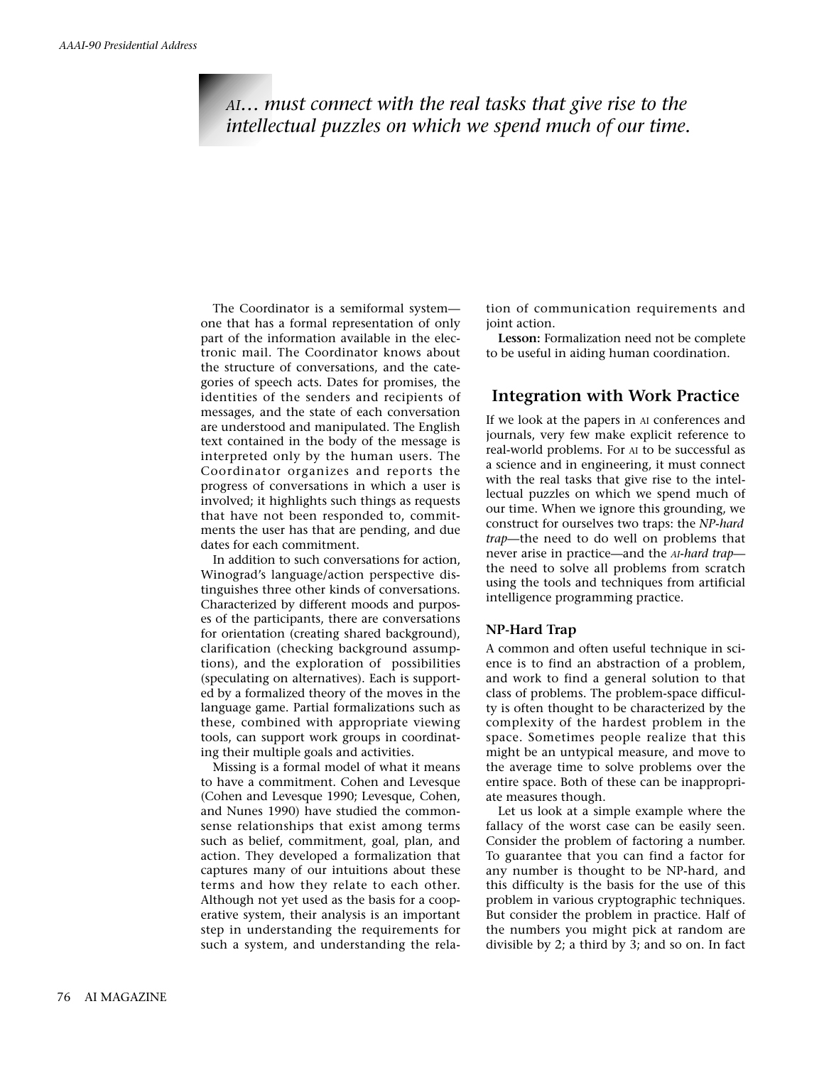*AI… must connect with the real tasks that give rise to the intellectual puzzles on which we spend much of our time.*

The Coordinator is a semiformal system—one that has a formal representation of only part of the information available in the electronic mail. The Coordinator knows about the structure of conversations, and the categories of speech acts. Dates for promises, the identities of the senders and recipients of messages, and the state of each conversation are understood and manipulated. The English text contained in the body of the message is interpreted only by the human users. The Coordinator organizes and reports the progress of conversations in which a user is involved; it highlights such things as requests that have not been responded to, commitments the user has that are pending, and due dates for each commitment.

In addition to such conversations for action, Winograd's language/action perspective distinguishes three other kinds of conversations. Characterized by different moods and purposes of the participants, there are conversations for orientation (creating shared background), clarification (checking background assumptions), and the exploration of possibilities (speculating on alternatives). Each is supported by a formalized theory of the moves in the language game. Partial formalizations such as these, combined with appropriate viewing tools, can support work groups in coordinating their multiple goals and activities.

Missing is a formal model of what it means to have a commitment. Cohen and Levesque (Cohen and Levesque 1990; Levesque, Cohen, and Nunes 1990) have studied the commonsense relationships that exist among terms such as belief, commitment, goal, plan, and action. They developed a formalization that captures many of our intuitions about these terms and how they relate to each other. Although not yet used as the basis for a cooperative system, their analysis is an important step in understanding the requirements for such a system, and understanding the relation of communication requirements and joint action.

**Lesson:** Formalization need not be complete to be useful in aiding human coordination.

## Integration with Work Practice

If we look at the papers in AI conferences and journals, very few make explicit reference to real-world problems. For AI to be successful as a science and in engineering, it must connect with the real tasks that give rise to the intellectual puzzles on which we spend much of our time. When we ignore this grounding, we construct for ourselves two traps: the *NP-hard trap*—the need to do well on problems that never arise in practice—and the *AI-hard trap*—the need to solve all problems from scratch using the tools and techniques from artificial intelligence programming practice.

### NP-Hard Trap

A common and often useful technique in science is to find an abstraction of a problem, and work to find a general solution to that class of problems. The problem-space difficulty is often thought to be characterized by the complexity of the hardest problem in the space. Sometimes people realize that this might be an untypical measure, and move to the average time to solve problems over the entire space. Both of these can be inappropriate measures though.

Let us look at a simple example where the fallacy of the worst case can be easily seen. Consider the problem of factoring a number. To guarantee that you can find a factor for any number is thought to be NP-hard, and this difficulty is the basis for the use of this problem in various cryptographic techniques. But consider the problem in practice. Half of the numbers you might pick at random are divisible by 2; a third by 3; and so on. In fact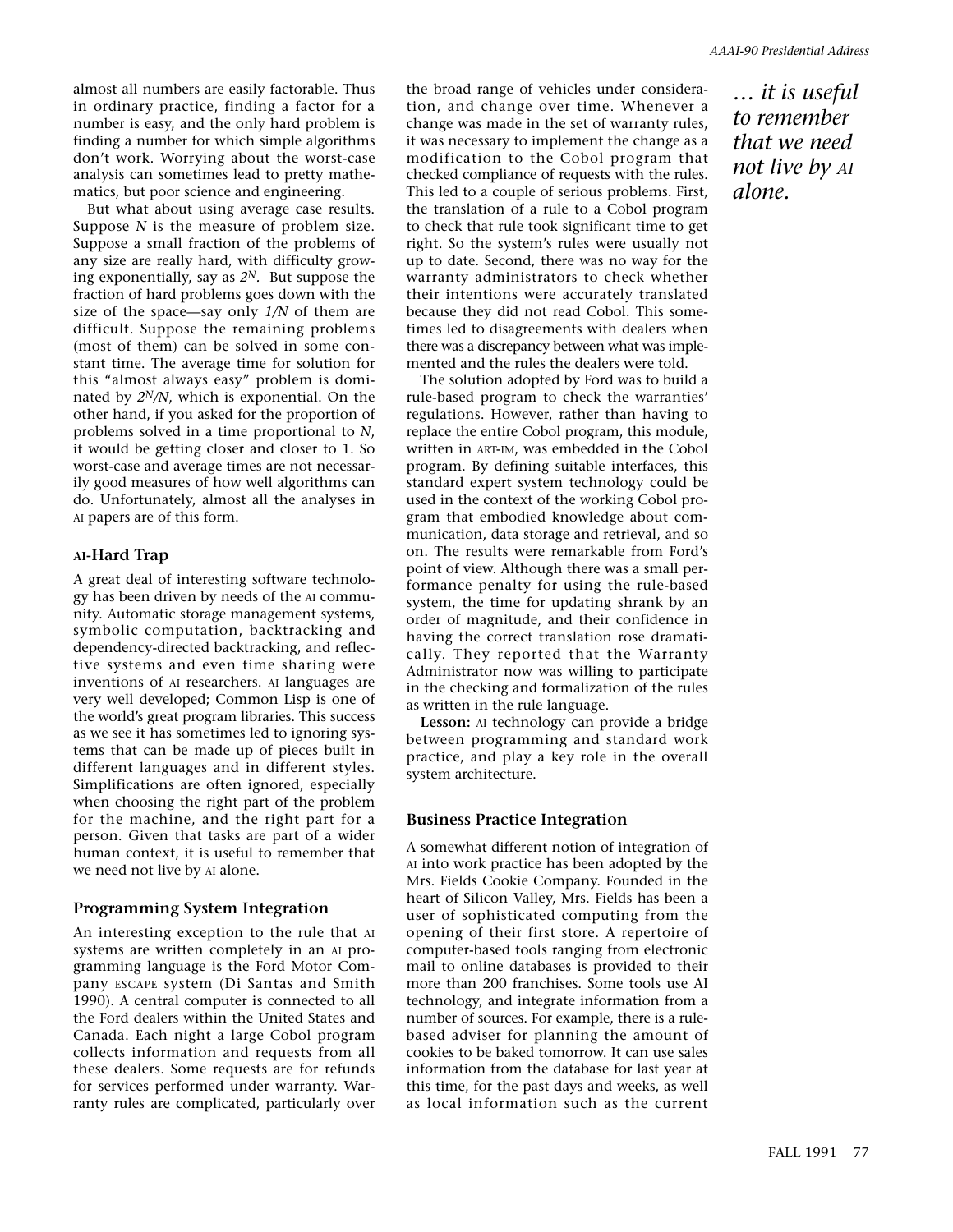almost all numbers are easily factorable. Thus in ordinary practice, finding a factor for a number is easy, and the only hard problem is finding a number for which simple algorithms don't work. Worrying about the worst-case analysis can sometimes lead to pretty mathematics, but poor science and engineering.

But what about using average case results. Suppose $N$ is the measure of problem size. Suppose a small fraction of the problems of any size are really hard, with difficulty growing exponentially, say as $2^N$. But suppose the fraction of hard problems goes down with the size of the space—say only $1/N$ of them are difficult. Suppose the remaining problems (most of them) can be solved in some constant time. The average time for solution for this "almost always easy" problem is dominated by $2^N/N$, which is exponential. On the other hand, if you asked for the proportion of problems solved in a time proportional to $N$, it would be getting closer and closer to 1. So worst-case and average times are not necessarily good measures of how well algorithms can do. Unfortunately, almost all the analyses in AI papers are of this form.

### AI-Hard Trap

A great deal of interesting software technology has been driven by needs of the AI community. Automatic storage management systems, symbolic computation, backtracking and dependency-directed backtracking, and reflective systems and even time sharing were inventions of AI researchers. AI languages are very well developed; Common Lisp is one of the world's great program libraries. This success as we see it has sometimes led to ignoring systems that can be made up of pieces built in different languages and in different styles. Simplifications are often ignored, especially when choosing the right part of the problem for the machine, and the right part for a person. Given that tasks are part of a wider human context, it is useful to remember that we need not live by AI alone.

*… it is useful to remember that we need not live by AI alone.*

### Programming System Integration

An interesting exception to the rule that AI systems are written completely in an AI programming language is the Ford Motor Company ESCAPE system (Di Santas and Smith 1990). A central computer is connected to all the Ford dealers within the United States and Canada. Each night a large Cobol program collects information and requests from all these dealers. Some requests are for refunds for services performed under warranty. Warranty rules are complicated, particularly over the broad range of vehicles under consideration, and change over time. Whenever a change was made in the set of warranty rules, it was necessary to implement the change as a modification to the Cobol program that checked compliance of requests with the rules. This led to a couple of serious problems. First, the translation of a rule to a Cobol program to check that rule took significant time to get right. So the system's rules were usually not up to date. Second, there was no way for the warranty administrators to check whether their intentions were accurately translated because they did not read Cobol. This sometimes led to disagreements with dealers when there was a discrepancy between what was implemented and the rules the dealers were told.

The solution adopted by Ford was to build a rule-based program to check the warranties' regulations. However, rather than having to replace the entire Cobol program, this module, written in ART-IM, was embedded in the Cobol program. By defining suitable interfaces, this standard expert system technology could be used in the context of the working Cobol program that embodied knowledge about communication, data storage and retrieval, and so on. The results were remarkable from Ford's point of view. Although there was a small performance penalty for using the rule-based system, the time for updating shrank by an order of magnitude, and their confidence in having the correct translation rose dramatically. They reported that the Warranty Administrator now was willing to participate in the checking and formalization of the rules as written in the rule language.

**Lesson:** AI technology can provide a bridge between programming and standard work practice, and play a key role in the overall system architecture.

### Business Practice Integration

A somewhat different notion of integration of AI into work practice has been adopted by the Mrs. Fields Cookie Company. Founded in the heart of Silicon Valley, Mrs. Fields has been a user of sophisticated computing from the opening of their first store. A repertoire of computer-based tools ranging from electronic mail to online databases is provided to their more than 200 franchises. Some tools use AI technology, and integrate information from a number of sources. For example, there is a rule-based adviser for planning the amount of cookies to be baked tomorrow. It can use sales information from the database for last year at this time, for the past days and weeks, as well as local information such as the current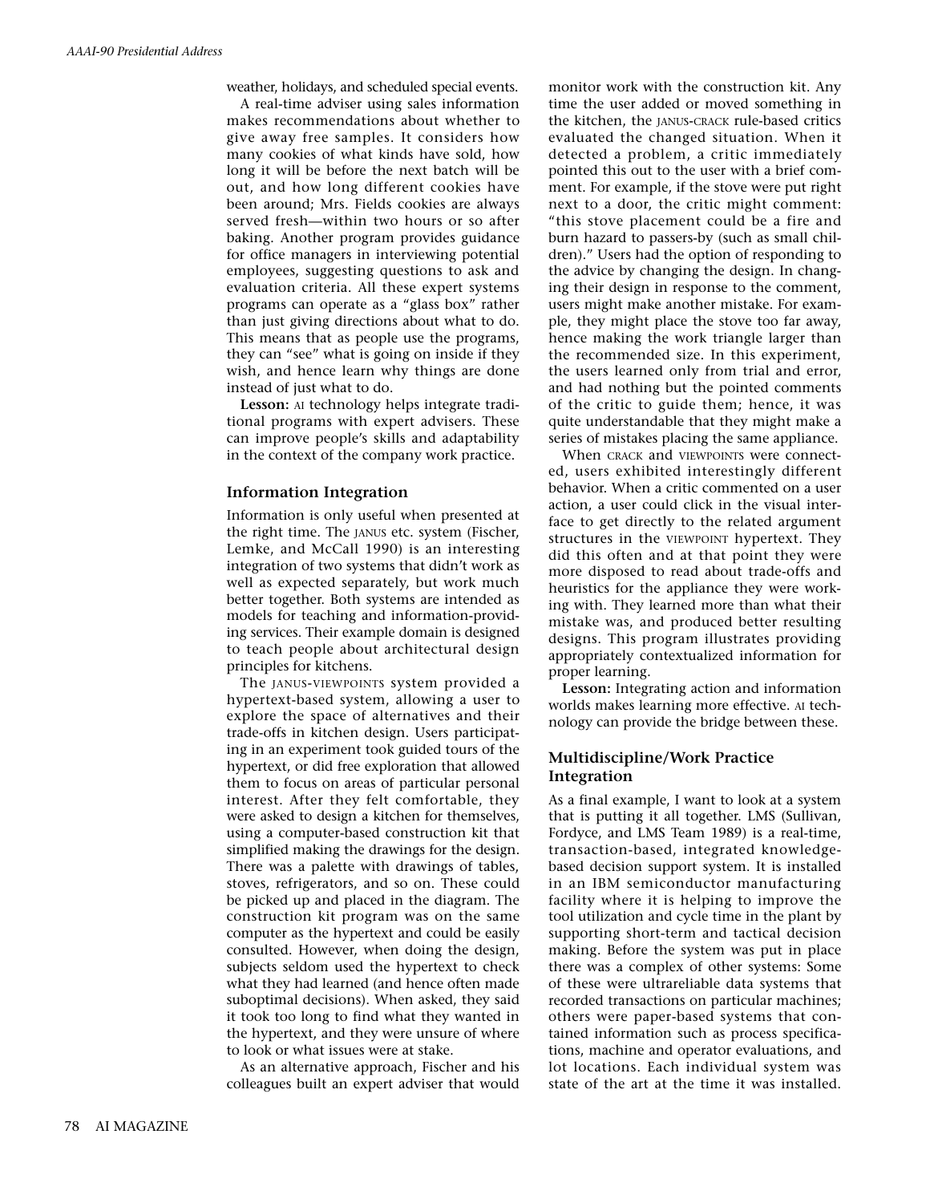weather, holidays, and scheduled special events.

A real-time adviser using sales information makes recommendations about whether to give away free samples. It considers how many cookies of what kinds have sold, how long it will be before the next batch will be out, and how long different cookies have been around; Mrs. Fields cookies are always served fresh—within two hours or so after baking. Another program provides guidance for office managers in interviewing potential employees, suggesting questions to ask and evaluation criteria. All these expert systems programs can operate as a "glass box" rather than just giving directions about what to do. This means that as people use the programs, they can "see" what is going on inside if they wish, and hence learn why things are done instead of just what to do.

**Lesson:** AI technology helps integrate traditional programs with expert advisers. These can improve people's skills and adaptability in the context of the company work practice.

### Information Integration

Information is only useful when presented at the right time. The JANUS etc. system (Fischer, Lemke, and McCall 1990) is an interesting integration of two systems that didn't work as well as expected separately, but work much better together. Both systems are intended as models for teaching and information-providing services. Their example domain is designed to teach people about architectural design principles for kitchens.

The JANUS-VIEWPOINTS system provided a hypertext-based system, allowing a user to explore the space of alternatives and their trade-offs in kitchen design. Users participating in an experiment took guided tours of the hypertext, or did free exploration that allowed them to focus on areas of particular personal interest. After they felt comfortable, they were asked to design a kitchen for themselves, using a computer-based construction kit that simplified making the drawings for the design. There was a palette with drawings of tables, stoves, refrigerators, and so on. These could be picked up and placed in the diagram. The construction kit program was on the same computer as the hypertext and could be easily consulted. However, when doing the design, subjects seldom used the hypertext to check what they had learned (and hence often made suboptimal decisions). When asked, they said it took too long to find what they wanted in the hypertext, and they were unsure of where to look or what issues were at stake.

As an alternative approach, Fischer and his colleagues built an expert adviser that would monitor work with the construction kit. Any time the user added or moved something in the kitchen, the JANUS-CRACK rule-based critics evaluated the changed situation. When it detected a problem, a critic immediately pointed this out to the user with a brief comment. For example, if the stove were put right next to a door, the critic might comment: "this stove placement could be a fire and burn hazard to passers-by (such as small children)." Users had the option of responding to the advice by changing the design. In changing their design in response to the comment, users might make another mistake. For example, they might place the stove too far away, hence making the work triangle larger than the recommended size. In this experiment, the users learned only from trial and error, and had nothing but the pointed comments of the critic to guide them; hence, it was quite understandable that they might make a series of mistakes placing the same appliance.

When CRACK and VIEWPOINTS were connected, users exhibited interestingly different behavior. When a critic commented on a user action, a user could click in the visual interface to get directly to the related argument structures in the VIEWPOINT hypertext. They did this often and at that point they were more disposed to read about trade-offs and heuristics for the appliance they were working with. They learned more than what their mistake was, and produced better resulting designs. This program illustrates providing appropriately contextualized information for proper learning.

**Lesson:** Integrating action and information worlds makes learning more effective. AI technology can provide the bridge between these.

### Multidiscipline/Work Practice Integration

As a final example, I want to look at a system that is putting it all together. LMS (Sullivan, Fordyce, and LMS Team 1989) is a real-time, transaction-based, integrated knowledge-based decision support system. It is installed in an IBM semiconductor manufacturing facility where it is helping to improve the tool utilization and cycle time in the plant by supporting short-term and tactical decision making. Before the system was put in place there was a complex of other systems: Some of these were ultrareliable data systems that recorded transactions on particular machines; others were paper-based systems that contained information such as process specifications, machine and operator evaluations, and lot locations. Each individual system was state of the art at the time it was installed.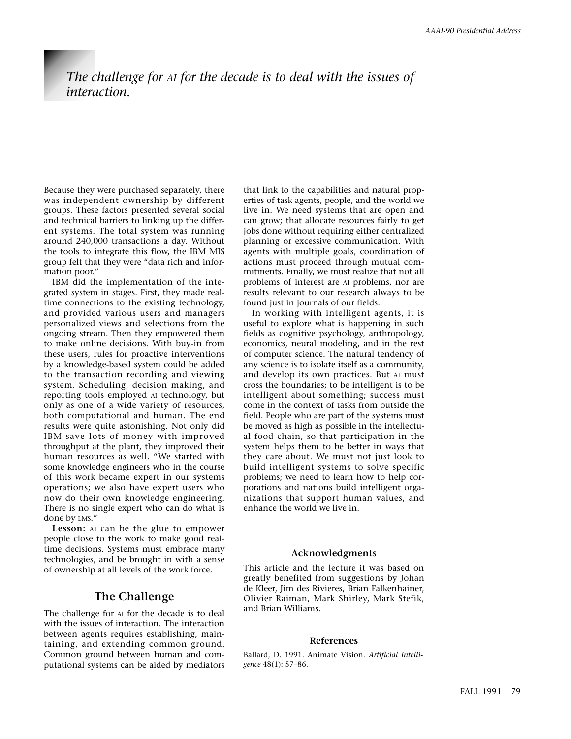*The challenge for AI for the decade is to deal with the issues of interaction.*

Because they were purchased separately, there was independent ownership by different groups. These factors presented several social and technical barriers to linking up the different systems. The total system was running around 240,000 transactions a day. Without the tools to integrate this flow, the IBM MIS group felt that they were "data rich and information poor."

IBM did the implementation of the integrated system in stages. First, they made realtime connections to the existing technology, and provided various users and managers personalized views and selections from the ongoing stream. Then they empowered them to make online decisions. With buy-in from these users, rules for proactive interventions by a knowledge-based system could be added to the transaction recording and viewing system. Scheduling, decision making, and reporting tools employed AI technology, but only as one of a wide variety of resources, both computational and human. The end results were quite astonishing. Not only did IBM save lots of money with improved throughput at the plant, they improved their human resources as well. "We started with some knowledge engineers who in the course of this work became expert in our systems operations; we also have expert users who now do their own knowledge engineering. There is no single expert who can do what is done by LMS."

**Lesson:** AI can be the glue to empower people close to the work to make good realtime decisions. Systems must embrace many technologies, and be brought in with a sense of ownership at all levels of the work force.

## The Challenge

The challenge for AI for the decade is to deal with the issues of interaction. The interaction between agents requires establishing, maintaining, and extending common ground. Common ground between human and computational systems can be aided by mediators that link to the capabilities and natural properties of task agents, people, and the world we live in. We need systems that are open and can grow; that allocate resources fairly to get jobs done without requiring either centralized planning or excessive communication. With agents with multiple goals, coordination of actions must proceed through mutual commitments. Finally, we must realize that not all problems of interest are AI problems, nor are results relevant to our research always to be found just in journals of our fields.

In working with intelligent agents, it is useful to explore what is happening in such fields as cognitive psychology, anthropology, economics, neural modeling, and in the rest of computer science. The natural tendency of any science is to isolate itself as a community, and develop its own practices. But AI must cross the boundaries; to be intelligent is to be intelligent about something; success must come in the context of tasks from outside the field. People who are part of the systems must be moved as high as possible in the intellectual food chain, so that participation in the system helps them to be better in ways that they care about. We must not just look to build intelligent systems to solve specific problems; we need to learn how to help corporations and nations build intelligent organizations that support human values, and enhance the world we live in.

### Acknowledgments

This article and the lecture it was based on greatly benefited from suggestions by Johan de Kleer, Jim des Rivieres, Brian Falkenhainer, Olivier Raiman, Mark Shirley, Mark Stefik, and Brian Williams.

### References

Ballard, D. 1991. Animate Vision. *Artificial Intelligence* 48(1): 57–86.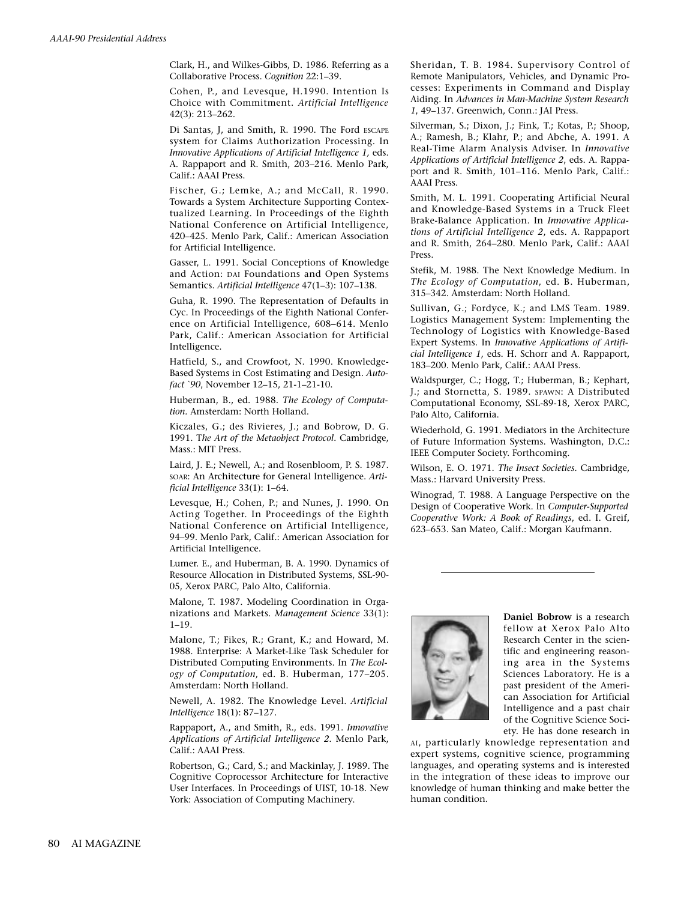Clark, H., and Wilkes-Gibbs, D. 1986. Referring as a Collaborative Process. *Cognition* 22:1–39.

Cohen, P., and Levesque, H.1990. Intention Is Choice with Commitment. *Artificial Intelligence* 42(3): 213–262.

Di Santas, J, and Smith, R. 1990. The Ford ESCAPE system for Claims Authorization Processing. In *Innovative Applications of Artificial Intelligence 1,* eds. A. Rappaport and R. Smith, 203–216. Menlo Park, Calif.: AAAI Press.

Fischer, G.; Lemke, A.; and McCall, R. 1990. Towards a System Architecture Supporting Contextualized Learning. In Proceedings of the Eighth National Conference on Artificial Intelligence, 420–425. Menlo Park, Calif.: American Association for Artificial Intelligence.

Gasser, L. 1991. Social Conceptions of Knowledge and Action: DAI Foundations and Open Systems Semantics. *Artificial Intelligence* 47(1–3): 107–138.

Guha, R. 1990. The Representation of Defaults in Cyc. In Proceedings of the Eighth National Conference on Artificial Intelligence, 608–614. Menlo Park, Calif.: American Association for Artificial Intelligence.

Hatfield, S., and Crowfoot, N. 1990. Knowledge-Based Systems in Cost Estimating and Design. *Autofact `90*, November 12–15, 21-1–21-10.

Huberman, B., ed. 1988. *The Ecology of Computation.* Amsterdam: North Holland.

Kiczales, G.; des Rivieres, J.; and Bobrow, D. G. 1991. T*he Art of the Metaobject Protocol.* Cambridge, Mass.: MIT Press.

Laird, J. E.; Newell, A.; and Rosenbloom, P. S. 1987. SOAR: An Architecture for General Intelligence. *Artificial Intelligence* 33(1): 1–64.

Levesque, H.; Cohen, P.; and Nunes, J. 1990. On Acting Together. In Proceedings of the Eighth National Conference on Artificial Intelligence, 94–99. Menlo Park, Calif.: American Association for Artificial Intelligence.

Lumer. E., and Huberman, B. A. 1990. Dynamics of Resource Allocation in Distributed Systems, SSL-90-05, Xerox PARC, Palo Alto, California.

Malone, T. 1987. Modeling Coordination in Organizations and Markets. *Management Science* 33(1): 1–19.

Malone, T.; Fikes, R.; Grant, K.; and Howard, M. 1988. Enterprise: A Market-Like Task Scheduler for Distributed Computing Environments. In *The Ecology of Computation*, ed. B. Huberman, 177–205. Amsterdam: North Holland.

Newell, A. 1982. The Knowledge Level. *Artificial Intelligence* 18(1): 87–127.

Rappaport, A., and Smith, R., eds. 1991. *Innovative Applications of Artificial Intelligence 2.* Menlo Park, Calif.: AAAI Press.

Robertson, G.; Card, S.; and Mackinlay, J. 1989. The Cognitive Coprocessor Architecture for Interactive User Interfaces. In Proceedings of UIST, 10-18. New York: Association of Computing Machinery.

Sheridan, T. B. 1984. Supervisory Control of Remote Manipulators, Vehicles, and Dynamic Processes: Experiments in Command and Display Aiding. In *Advances in Man-Machine System Research 1*, 49–137. Greenwich, Conn.: JAI Press.

Silverman, S.; Dixon, J.; Fink, T.; Kotas, P.; Shoop, A.; Ramesh, B.; Klahr, P.; and Abche, A. 1991. A Real-Time Alarm Analysis Adviser. In *Innovative Applications of Artificial Intelligence 2*, eds. A. Rappaport and R. Smith, 101–116. Menlo Park, Calif.: AAAI Press.

Smith, M. L. 1991. Cooperating Artificial Neural and Knowledge-Based Systems in a Truck Fleet Brake-Balance Application. In *Innovative Applications of Artificial Intelligence 2*, eds. A. Rappaport and R. Smith, 264–280. Menlo Park, Calif.: AAAI Press.

Stefik, M. 1988. The Next Knowledge Medium. In *The Ecology of Computation*, ed. B. Huberman, 315–342. Amsterdam: North Holland.

Sullivan, G.; Fordyce, K.; and LMS Team. 1989. Logistics Management System: Implementing the Technology of Logistics with Knowledge-Based Expert Systems. In *Innovative Applications of Artificial Intelligence 1*, eds. H. Schorr and A. Rappaport, 183–200. Menlo Park, Calif.: AAAI Press.

Waldspurger, C.; Hogg, T.; Huberman, B.; Kephart, J.; and Stornetta, S. 1989. SPAWN: A Distributed Computational Economy, SSL-89-18, Xerox PARC, Palo Alto, California.

Wiederhold, G. 1991. Mediators in the Architecture of Future Information Systems. Washington, D.C.: IEEE Computer Society. Forthcoming.

Wilson, E. O. 1971. *The Insect Societies.* Cambridge, Mass.: Harvard University Press.

Winograd, T. 1988. A Language Perspective on the Design of Cooperative Work. In *Computer-Supported Cooperative Work: A Book of Readings*, ed. I. Greif, 623–653. San Mateo, Calif.: Morgan Kaufmann.

---

**Daniel Bobrow** is a research fellow at Xerox Palo Alto Research Center in the scientific and engineering reasoning area in the Systems Sciences Laboratory. He is a past president of the American Association for Artificial Intelligence and a past chair of the Cognitive Science Society. He has done research in AI, particularly knowledge representation and expert systems, cognitive science, programming languages, and operating systems and is interested in the integration of these ideas to improve our knowledge of human thinking and make better the human condition.